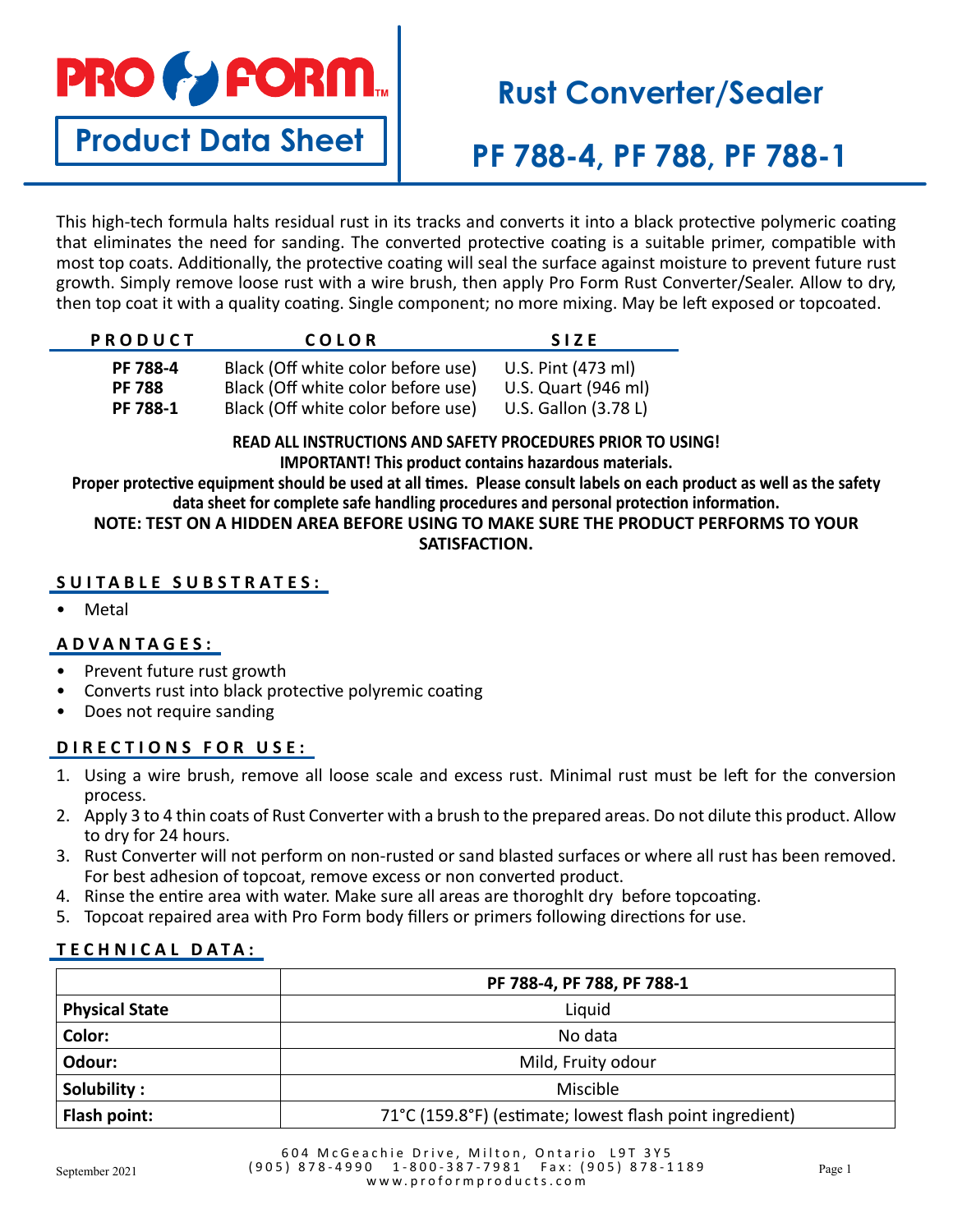PRO FORM

**Product Data Sheet**

# Rust Converter/Sealer

# PF 788-4, PF 788, PF 788-1

This high-tech formula halts residual rust in its tracks and converts it into a black protective polymeric coating that eliminates the need for sanding. The converted protective coating is a suitable primer, compatible with most top coats. Additionally, the protective coating will seal the surface against moisture to prevent future rust growth. Simply remove loose rust with a wire brush, then apply Pro Form Rust Converter/Sealer. Allow to dry, then top coat it with a quality coating. Single component; no more mixing. May be left exposed or topcoated.

| PRODUCT | COLOR | SIZE |
|---|---|---|
| **PF 788-4** | Black (Off white color before use) | U.S. Pint (473 ml) |
| **PF 788** | Black (Off white color before use) | U.S. Quart (946 ml) |
| **PF 788-1** | Black (Off white color before use) | U.S. Gallon (3.78 L) |

**READ ALL INSTRUCTIONS AND SAFETY PROCEDURES PRIOR TO USING!**
**IMPORTANT! This product contains hazardous materials.**
**Proper protective equipment should be used at all times. Please consult labels on each product as well as the safety data sheet for complete safe handling procedures and personal protection information.**
**NOTE: TEST ON A HIDDEN AREA BEFORE USING TO MAKE SURE THE PRODUCT PERFORMS TO YOUR SATISFACTION.**

## SUITABLE SUBSTRATES:

- Metal

## ADVANTAGES:

- Prevent future rust growth
- Converts rust into black protective polyremic coating
- Does not require sanding

## DIRECTIONS FOR USE:

1. Using a wire brush, remove all loose scale and excess rust. Minimal rust must be left for the conversion process.
2. Apply 3 to 4 thin coats of Rust Converter with a brush to the prepared areas. Do not dilute this product. Allow to dry for 24 hours.
3. Rust Converter will not perform on non-rusted or sand blasted surfaces or where all rust has been removed. For best adhesion of topcoat, remove excess or non converted product.
4. Rinse the entire area with water. Make sure all areas are thoroghlt dry before topcoating.
5. Topcoat repaired area with Pro Form body fillers or primers following directions for use.

## TECHNICAL DATA:

| | PF 788-4, PF 788, PF 788-1 |
|---|---|
| **Physical State** | Liquid |
| **Color:** | No data |
| **Odour:** | Mild, Fruity odour |
| **Solubility :** | Miscible |
| **Flash point:** | 71°C (159.8°F) (estimate; lowest flash point ingredient) |

September 2021

604 McGeachie Drive, Milton, Ontario L9T 3Y5
(905) 878-4990 1-800-387-7981 Fax: (905) 878-1189
www.proformproducts.com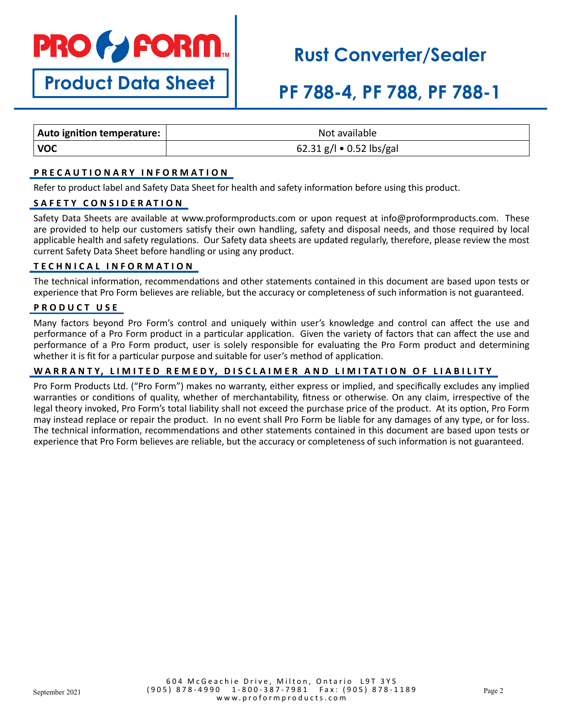| | |
|---|---|
| **Auto ignition temperature:** | Not available |
| **VOC** | 62.31 g/l • 0.52 lbs/gal |

## PRECAUTIONARY INFORMATION

Refer to product label and Safety Data Sheet for health and safety information before using this product.

## SAFETY CONSIDERATION

Safety Data Sheets are available at www.proformproducts.com or upon request at info@proformproducts.com. These are provided to help our customers satisfy their own handling, safety and disposal needs, and those required by local applicable health and safety regulations. Our Safety data sheets are updated regularly, therefore, please review the most current Safety Data Sheet before handling or using any product.

## TECHNICAL INFORMATION

The technical information, recommendations and other statements contained in this document are based upon tests or experience that Pro Form believes are reliable, but the accuracy or completeness of such information is not guaranteed.

## PRODUCT USE

Many factors beyond Pro Form's control and uniquely within user's knowledge and control can affect the use and performance of a Pro Form product in a particular application. Given the variety of factors that can affect the use and performance of a Pro Form product, user is solely responsible for evaluating the Pro Form product and determining whether it is fit for a particular purpose and suitable for user's method of application.

## WARRANTY, LIMITED REMEDY, DISCLAIMER AND LIMITATION OF LIABILITY

Pro Form Products Ltd. ("Pro Form") makes no warranty, either express or implied, and specifically excludes any implied warranties or conditions of quality, whether of merchantability, fitness or otherwise. On any claim, irrespective of the legal theory invoked, Pro Form's total liability shall not exceed the purchase price of the product. At its option, Pro Form may instead replace or repair the product. In no event shall Pro Form be liable for any damages of any type, or for loss. The technical information, recommendations and other statements contained in this document are based upon tests or experience that Pro Form believes are reliable, but the accuracy or completeness of such information is not guaranteed.